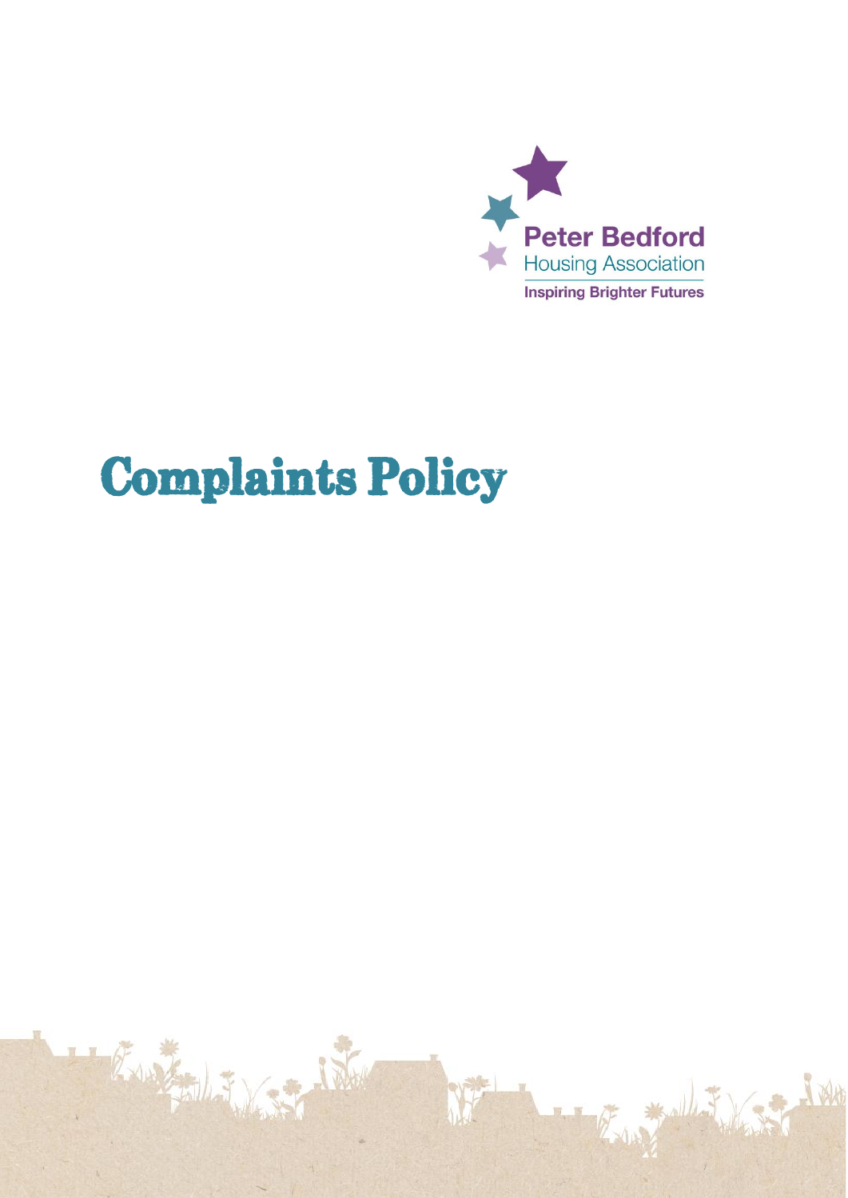Peter Bedford
Housing Association
Inspiring Brighter Futures

# Complaints Policy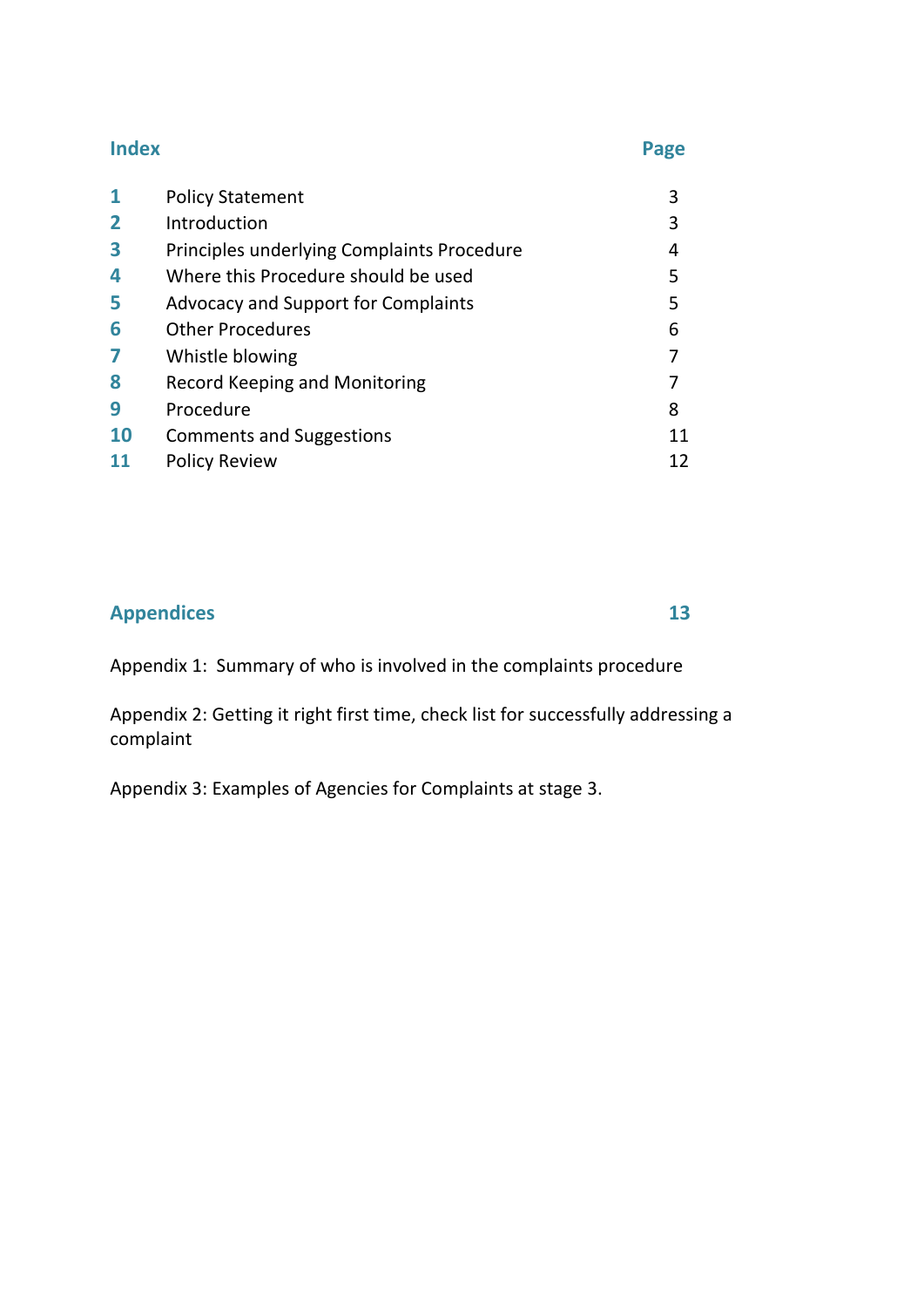| Index | | Page |
|---|---|---|
| **1** | Policy Statement | 3 |
| **2** | Introduction | 3 |
| **3** | Principles underlying Complaints Procedure | 4 |
| **4** | Where this Procedure should be used | 5 |
| **5** | Advocacy and Support for Complaints | 5 |
| **6** | Other Procedures | 6 |
| **7** | Whistle blowing | 7 |
| **8** | Record Keeping and Monitoring | 7 |
| **9** | Procedure | 8 |
| **10** | Comments and Suggestions | 11 |
| **11** | Policy Review | 12 |

**Appendices** **13**

Appendix 1: Summary of who is involved in the complaints procedure

Appendix 2: Getting it right first time, check list for successfully addressing a complaint

Appendix 3: Examples of Agencies for Complaints at stage 3.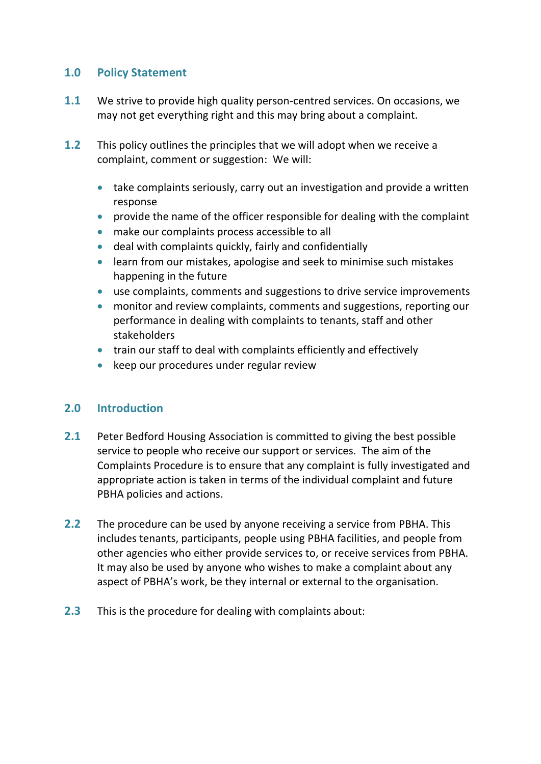## 1.0 Policy Statement

**1.1** We strive to provide high quality person-centred services. On occasions, we may not get everything right and this may bring about a complaint.

**1.2** This policy outlines the principles that we will adopt when we receive a complaint, comment or suggestion: We will:

- take complaints seriously, carry out an investigation and provide a written response
- provide the name of the officer responsible for dealing with the complaint
- make our complaints process accessible to all
- deal with complaints quickly, fairly and confidentially
- learn from our mistakes, apologise and seek to minimise such mistakes happening in the future
- use complaints, comments and suggestions to drive service improvements
- monitor and review complaints, comments and suggestions, reporting our performance in dealing with complaints to tenants, staff and other stakeholders
- train our staff to deal with complaints efficiently and effectively
- keep our procedures under regular review

## 2.0 Introduction

**2.1** Peter Bedford Housing Association is committed to giving the best possible service to people who receive our support or services. The aim of the Complaints Procedure is to ensure that any complaint is fully investigated and appropriate action is taken in terms of the individual complaint and future PBHA policies and actions.

**2.2** The procedure can be used by anyone receiving a service from PBHA. This includes tenants, participants, people using PBHA facilities, and people from other agencies who either provide services to, or receive services from PBHA. It may also be used by anyone who wishes to make a complaint about any aspect of PBHA's work, be they internal or external to the organisation.

**2.3** This is the procedure for dealing with complaints about: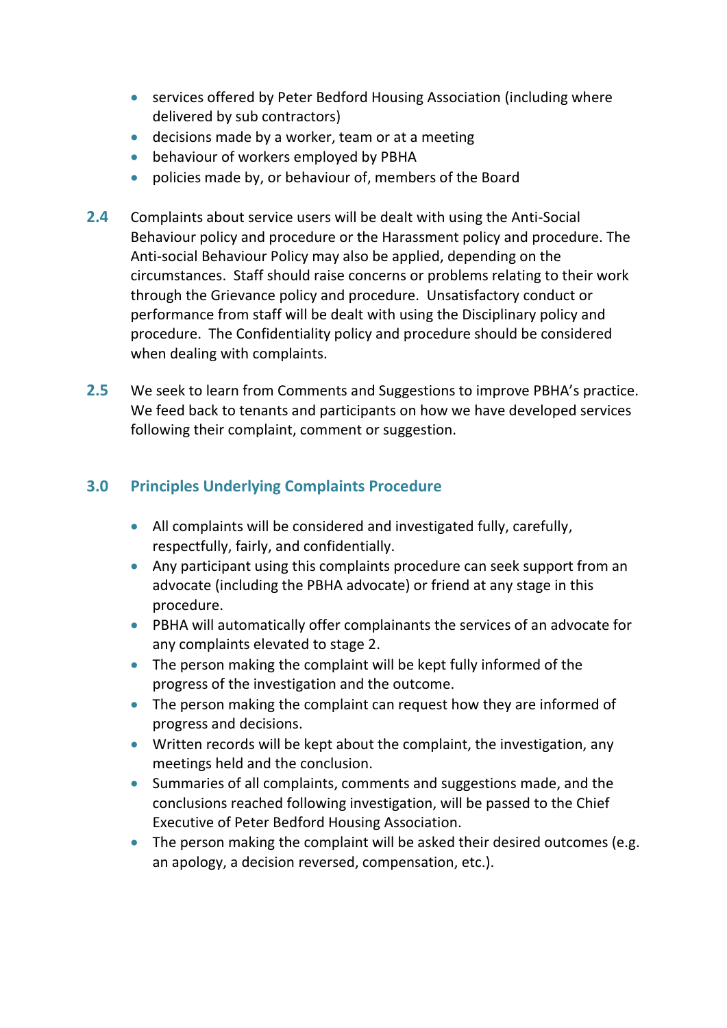- services offered by Peter Bedford Housing Association (including where delivered by sub contractors)
- decisions made by a worker, team or at a meeting
- behaviour of workers employed by PBHA
- policies made by, or behaviour of, members of the Board

**2.4** Complaints about service users will be dealt with using the Anti-Social Behaviour policy and procedure or the Harassment policy and procedure. The Anti-social Behaviour Policy may also be applied, depending on the circumstances. Staff should raise concerns or problems relating to their work through the Grievance policy and procedure. Unsatisfactory conduct or performance from staff will be dealt with using the Disciplinary policy and procedure. The Confidentiality policy and procedure should be considered when dealing with complaints.

**2.5** We seek to learn from Comments and Suggestions to improve PBHA's practice. We feed back to tenants and participants on how we have developed services following their complaint, comment or suggestion.

## 3.0 Principles Underlying Complaints Procedure

- All complaints will be considered and investigated fully, carefully, respectfully, fairly, and confidentially.
- Any participant using this complaints procedure can seek support from an advocate (including the PBHA advocate) or friend at any stage in this procedure.
- PBHA will automatically offer complainants the services of an advocate for any complaints elevated to stage 2.
- The person making the complaint will be kept fully informed of the progress of the investigation and the outcome.
- The person making the complaint can request how they are informed of progress and decisions.
- Written records will be kept about the complaint, the investigation, any meetings held and the conclusion.
- Summaries of all complaints, comments and suggestions made, and the conclusions reached following investigation, will be passed to the Chief Executive of Peter Bedford Housing Association.
- The person making the complaint will be asked their desired outcomes (e.g. an apology, a decision reversed, compensation, etc.).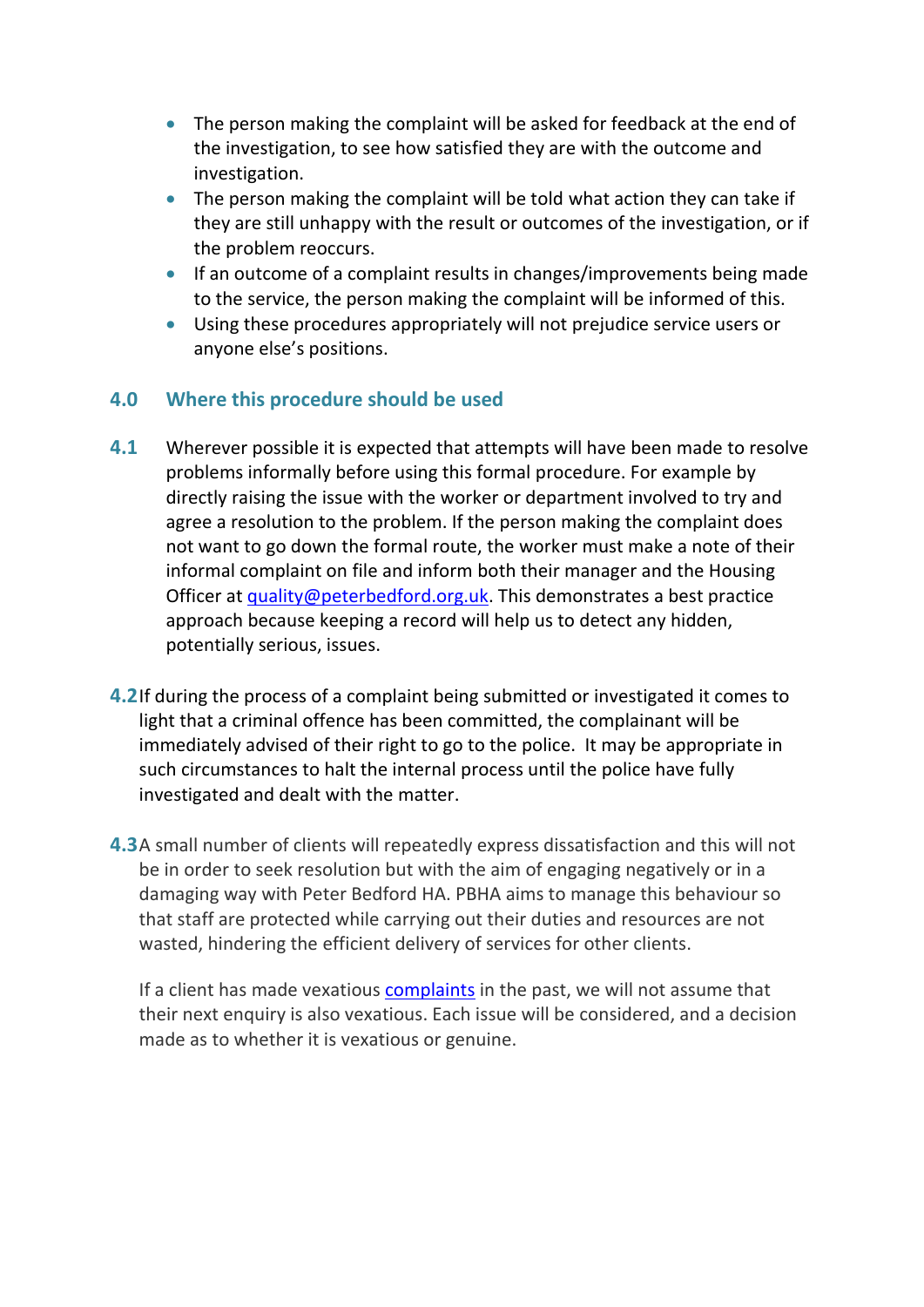- The person making the complaint will be asked for feedback at the end of the investigation, to see how satisfied they are with the outcome and investigation.
- The person making the complaint will be told what action they can take if they are still unhappy with the result or outcomes of the investigation, or if the problem reoccurs.
- If an outcome of a complaint results in changes/improvements being made to the service, the person making the complaint will be informed of this.
- Using these procedures appropriately will not prejudice service users or anyone else's positions.

## 4.0 Where this procedure should be used

**4.1** Wherever possible it is expected that attempts will have been made to resolve problems informally before using this formal procedure. For example by directly raising the issue with the worker or department involved to try and agree a resolution to the problem. If the person making the complaint does not want to go down the formal route, the worker must make a note of their informal complaint on file and inform both their manager and the Housing Officer at quality@peterbedford.org.uk. This demonstrates a best practice approach because keeping a record will help us to detect any hidden, potentially serious, issues.

**4.2** If during the process of a complaint being submitted or investigated it comes to light that a criminal offence has been committed, the complainant will be immediately advised of their right to go to the police. It may be appropriate in such circumstances to halt the internal process until the police have fully investigated and dealt with the matter.

**4.3** A small number of clients will repeatedly express dissatisfaction and this will not be in order to seek resolution but with the aim of engaging negatively or in a damaging way with Peter Bedford HA. PBHA aims to manage this behaviour so that staff are protected while carrying out their duties and resources are not wasted, hindering the efficient delivery of services for other clients.

If a client has made vexatious complaints in the past, we will not assume that their next enquiry is also vexatious. Each issue will be considered, and a decision made as to whether it is vexatious or genuine.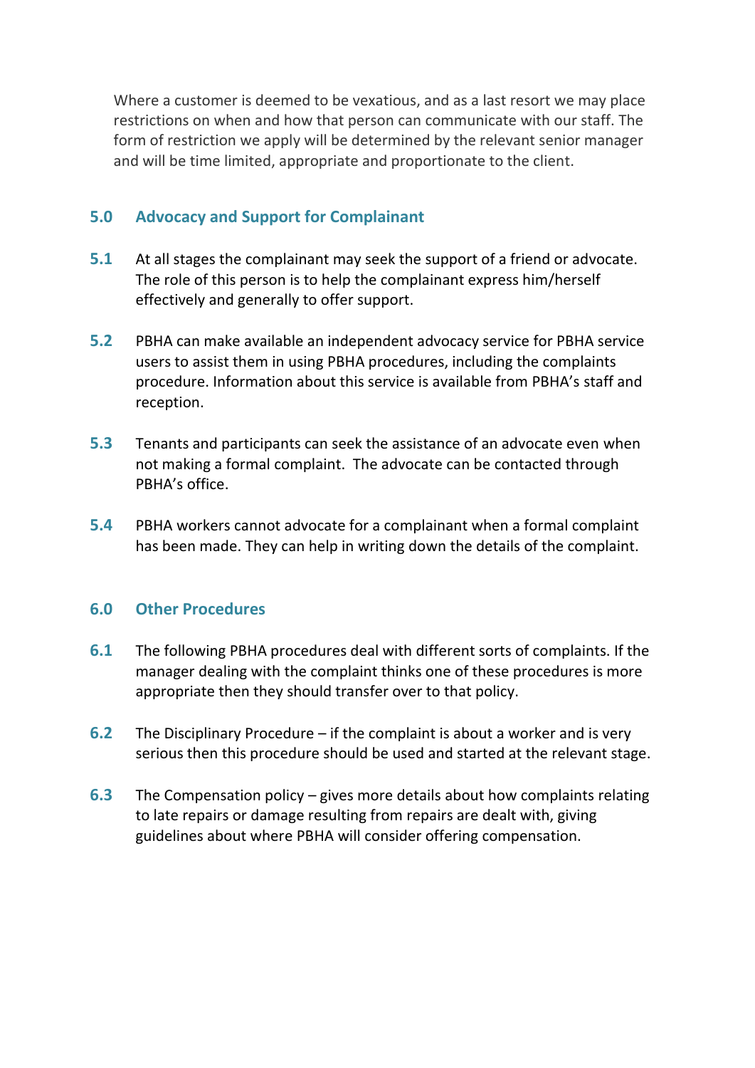Where a customer is deemed to be vexatious, and as a last resort we may place restrictions on when and how that person can communicate with our staff. The form of restriction we apply will be determined by the relevant senior manager and will be time limited, appropriate and proportionate to the client.

## 5.0 Advocacy and Support for Complainant

**5.1** At all stages the complainant may seek the support of a friend or advocate. The role of this person is to help the complainant express him/herself effectively and generally to offer support.

**5.2** PBHA can make available an independent advocacy service for PBHA service users to assist them in using PBHA procedures, including the complaints procedure. Information about this service is available from PBHA's staff and reception.

**5.3** Tenants and participants can seek the assistance of an advocate even when not making a formal complaint. The advocate can be contacted through PBHA's office.

**5.4** PBHA workers cannot advocate for a complainant when a formal complaint has been made. They can help in writing down the details of the complaint.

## 6.0 Other Procedures

**6.1** The following PBHA procedures deal with different sorts of complaints. If the manager dealing with the complaint thinks one of these procedures is more appropriate then they should transfer over to that policy.

**6.2** The Disciplinary Procedure – if the complaint is about a worker and is very serious then this procedure should be used and started at the relevant stage.

**6.3** The Compensation policy – gives more details about how complaints relating to late repairs or damage resulting from repairs are dealt with, giving guidelines about where PBHA will consider offering compensation.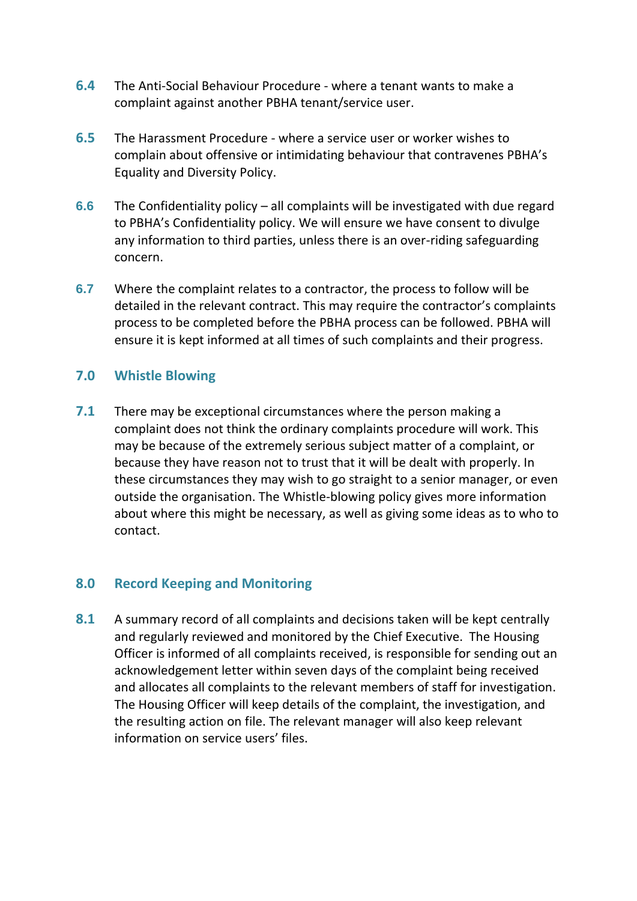**6.4** The Anti-Social Behaviour Procedure - where a tenant wants to make a complaint against another PBHA tenant/service user.

**6.5** The Harassment Procedure - where a service user or worker wishes to complain about offensive or intimidating behaviour that contravenes PBHA's Equality and Diversity Policy.

**6.6** The Confidentiality policy – all complaints will be investigated with due regard to PBHA's Confidentiality policy. We will ensure we have consent to divulge any information to third parties, unless there is an over-riding safeguarding concern.

**6.7** Where the complaint relates to a contractor, the process to follow will be detailed in the relevant contract. This may require the contractor's complaints process to be completed before the PBHA process can be followed. PBHA will ensure it is kept informed at all times of such complaints and their progress.

## 7.0 Whistle Blowing

**7.1** There may be exceptional circumstances where the person making a complaint does not think the ordinary complaints procedure will work. This may be because of the extremely serious subject matter of a complaint, or because they have reason not to trust that it will be dealt with properly. In these circumstances they may wish to go straight to a senior manager, or even outside the organisation. The Whistle-blowing policy gives more information about where this might be necessary, as well as giving some ideas as to who to contact.

## 8.0 Record Keeping and Monitoring

**8.1** A summary record of all complaints and decisions taken will be kept centrally and regularly reviewed and monitored by the Chief Executive. The Housing Officer is informed of all complaints received, is responsible for sending out an acknowledgement letter within seven days of the complaint being received and allocates all complaints to the relevant members of staff for investigation. The Housing Officer will keep details of the complaint, the investigation, and the resulting action on file. The relevant manager will also keep relevant information on service users' files.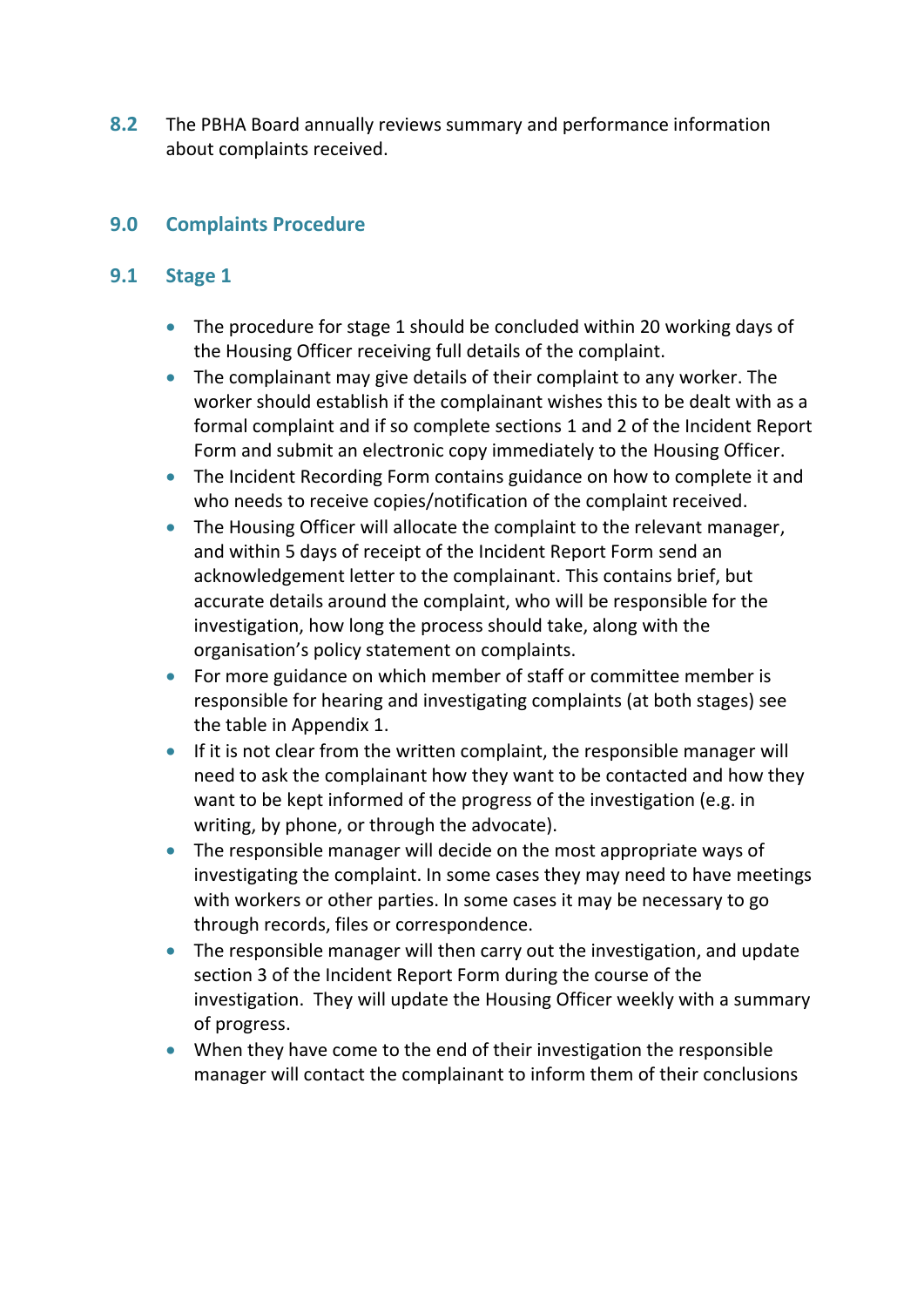**8.2** The PBHA Board annually reviews summary and performance information about complaints received.

## 9.0 Complaints Procedure

### 9.1 Stage 1

- The procedure for stage 1 should be concluded within 20 working days of the Housing Officer receiving full details of the complaint.
- The complainant may give details of their complaint to any worker. The worker should establish if the complainant wishes this to be dealt with as a formal complaint and if so complete sections 1 and 2 of the Incident Report Form and submit an electronic copy immediately to the Housing Officer.
- The Incident Recording Form contains guidance on how to complete it and who needs to receive copies/notification of the complaint received.
- The Housing Officer will allocate the complaint to the relevant manager, and within 5 days of receipt of the Incident Report Form send an acknowledgement letter to the complainant. This contains brief, but accurate details around the complaint, who will be responsible for the investigation, how long the process should take, along with the organisation's policy statement on complaints.
- For more guidance on which member of staff or committee member is responsible for hearing and investigating complaints (at both stages) see the table in Appendix 1.
- If it is not clear from the written complaint, the responsible manager will need to ask the complainant how they want to be contacted and how they want to be kept informed of the progress of the investigation (e.g. in writing, by phone, or through the advocate).
- The responsible manager will decide on the most appropriate ways of investigating the complaint. In some cases they may need to have meetings with workers or other parties. In some cases it may be necessary to go through records, files or correspondence.
- The responsible manager will then carry out the investigation, and update section 3 of the Incident Report Form during the course of the investigation. They will update the Housing Officer weekly with a summary of progress.
- When they have come to the end of their investigation the responsible manager will contact the complainant to inform them of their conclusions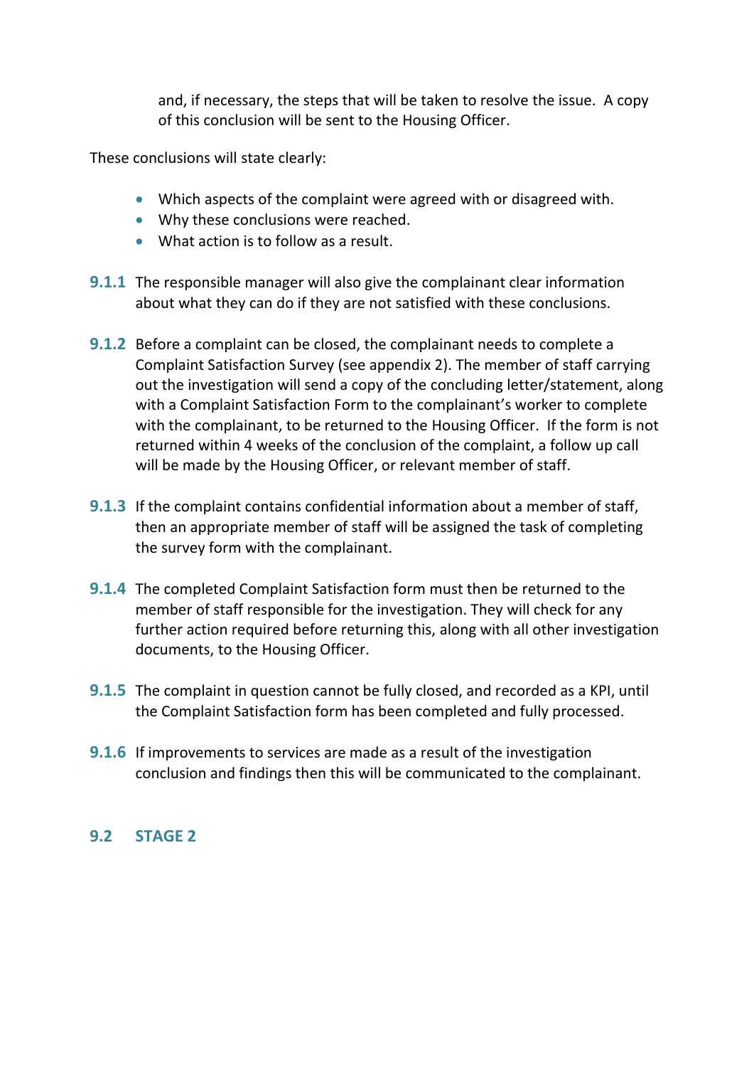and, if necessary, the steps that will be taken to resolve the issue. A copy of this conclusion will be sent to the Housing Officer.

These conclusions will state clearly:

- Which aspects of the complaint were agreed with or disagreed with.
- Why these conclusions were reached.
- What action is to follow as a result.

**9.1.1** The responsible manager will also give the complainant clear information about what they can do if they are not satisfied with these conclusions.

**9.1.2** Before a complaint can be closed, the complainant needs to complete a Complaint Satisfaction Survey (see appendix 2). The member of staff carrying out the investigation will send a copy of the concluding letter/statement, along with a Complaint Satisfaction Form to the complainant's worker to complete with the complainant, to be returned to the Housing Officer. If the form is not returned within 4 weeks of the conclusion of the complaint, a follow up call will be made by the Housing Officer, or relevant member of staff.

**9.1.3** If the complaint contains confidential information about a member of staff, then an appropriate member of staff will be assigned the task of completing the survey form with the complainant.

**9.1.4** The completed Complaint Satisfaction form must then be returned to the member of staff responsible for the investigation. They will check for any further action required before returning this, along with all other investigation documents, to the Housing Officer.

**9.1.5** The complaint in question cannot be fully closed, and recorded as a KPI, until the Complaint Satisfaction form has been completed and fully processed.

**9.1.6** If improvements to services are made as a result of the investigation conclusion and findings then this will be communicated to the complainant.

## 9.2 STAGE 2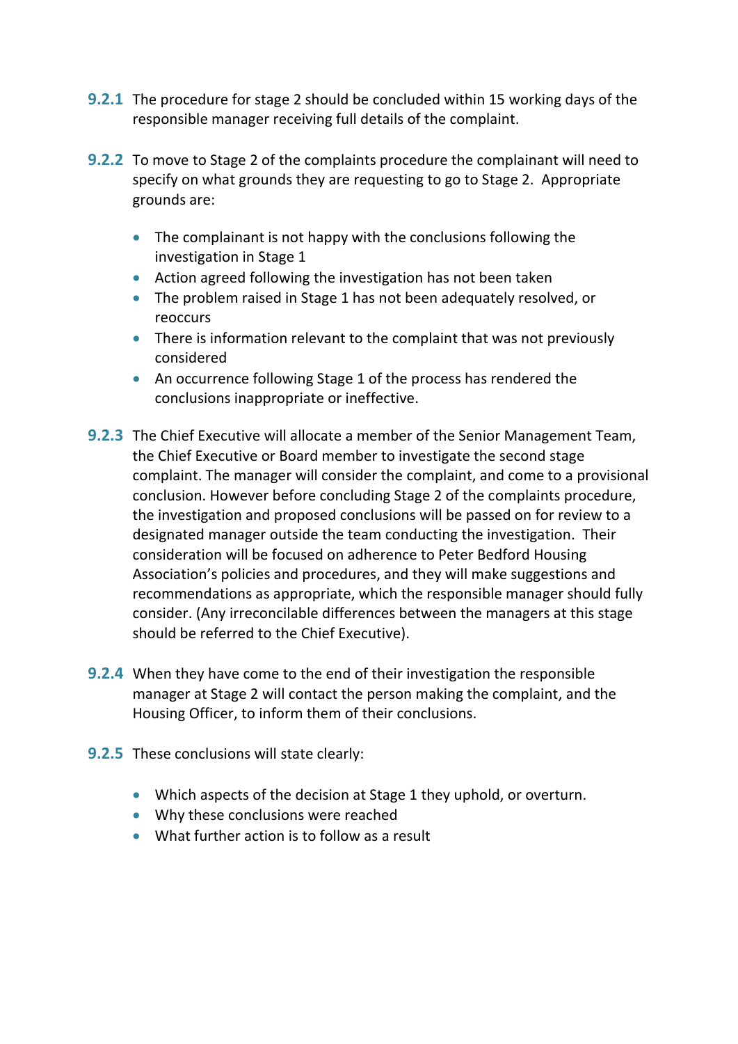**9.2.1** The procedure for stage 2 should be concluded within 15 working days of the responsible manager receiving full details of the complaint.

**9.2.2** To move to Stage 2 of the complaints procedure the complainant will need to specify on what grounds they are requesting to go to Stage 2. Appropriate grounds are:

- The complainant is not happy with the conclusions following the investigation in Stage 1
- Action agreed following the investigation has not been taken
- The problem raised in Stage 1 has not been adequately resolved, or reoccurs
- There is information relevant to the complaint that was not previously considered
- An occurrence following Stage 1 of the process has rendered the conclusions inappropriate or ineffective.

**9.2.3** The Chief Executive will allocate a member of the Senior Management Team, the Chief Executive or Board member to investigate the second stage complaint. The manager will consider the complaint, and come to a provisional conclusion. However before concluding Stage 2 of the complaints procedure, the investigation and proposed conclusions will be passed on for review to a designated manager outside the team conducting the investigation. Their consideration will be focused on adherence to Peter Bedford Housing Association's policies and procedures, and they will make suggestions and recommendations as appropriate, which the responsible manager should fully consider. (Any irreconcilable differences between the managers at this stage should be referred to the Chief Executive).

**9.2.4** When they have come to the end of their investigation the responsible manager at Stage 2 will contact the person making the complaint, and the Housing Officer, to inform them of their conclusions.

**9.2.5** These conclusions will state clearly:

- Which aspects of the decision at Stage 1 they uphold, or overturn.
- Why these conclusions were reached
- What further action is to follow as a result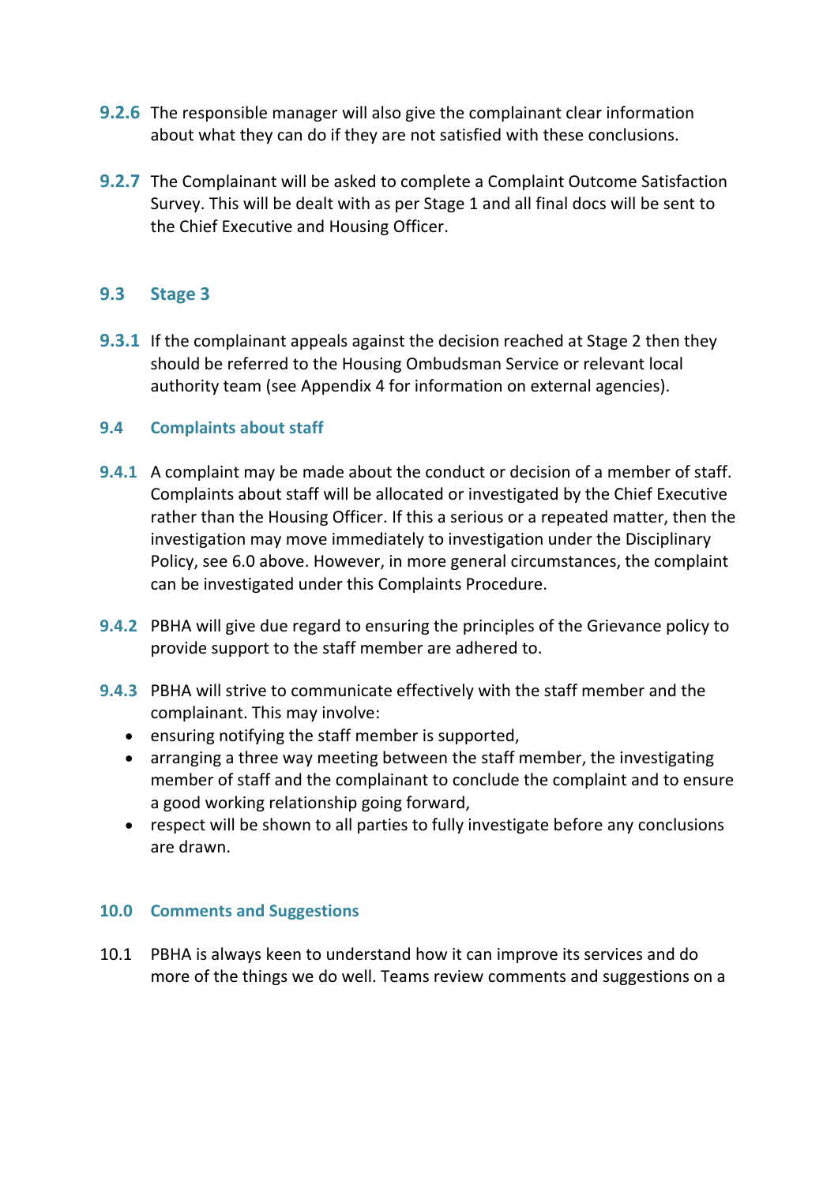**9.2.6** The responsible manager will also give the complainant clear information about what they can do if they are not satisfied with these conclusions.

**9.2.7** The Complainant will be asked to complete a Complaint Outcome Satisfaction Survey. This will be dealt with as per Stage 1 and all final docs will be sent to the Chief Executive and Housing Officer.

### 9.3 Stage 3

**9.3.1** If the complainant appeals against the decision reached at Stage 2 then they should be referred to the Housing Ombudsman Service or relevant local authority team (see Appendix 4 for information on external agencies).

### 9.4 Complaints about staff

**9.4.1** A complaint may be made about the conduct or decision of a member of staff. Complaints about staff will be allocated or investigated by the Chief Executive rather than the Housing Officer. If this a serious or a repeated matter, then the investigation may move immediately to investigation under the Disciplinary Policy, see 6.0 above. However, in more general circumstances, the complaint can be investigated under this Complaints Procedure.

**9.4.2** PBHA will give due regard to ensuring the principles of the Grievance policy to provide support to the staff member are adhered to.

**9.4.3** PBHA will strive to communicate effectively with the staff member and the complainant. This may involve:

- ensuring notifying the staff member is supported,
- arranging a three way meeting between the staff member, the investigating member of staff and the complainant to conclude the complaint and to ensure a good working relationship going forward,
- respect will be shown to all parties to fully investigate before any conclusions are drawn.

## 10.0 Comments and Suggestions

10.1 PBHA is always keen to understand how it can improve its services and do more of the things we do well. Teams review comments and suggestions on a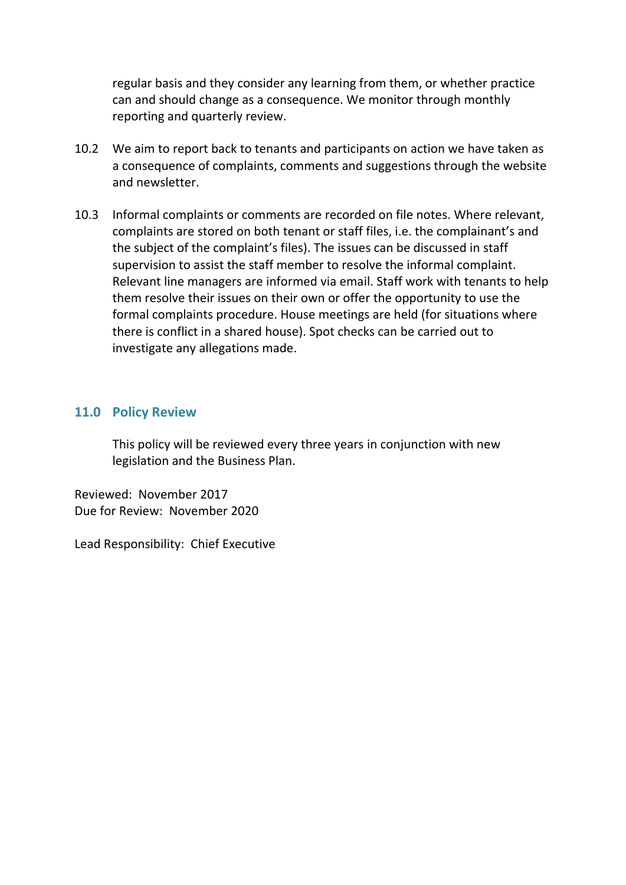regular basis and they consider any learning from them, or whether practice can and should change as a consequence. We monitor through monthly reporting and quarterly review.

10.2 We aim to report back to tenants and participants on action we have taken as a consequence of complaints, comments and suggestions through the website and newsletter.

10.3 Informal complaints or comments are recorded on file notes. Where relevant, complaints are stored on both tenant or staff files, i.e. the complainant's and the subject of the complaint's files). The issues can be discussed in staff supervision to assist the staff member to resolve the informal complaint. Relevant line managers are informed via email. Staff work with tenants to help them resolve their issues on their own or offer the opportunity to use the formal complaints procedure. House meetings are held (for situations where there is conflict in a shared house). Spot checks can be carried out to investigate any allegations made.

## 11.0 Policy Review

This policy will be reviewed every three years in conjunction with new legislation and the Business Plan.

Reviewed: November 2017
Due for Review: November 2020

Lead Responsibility: Chief Executive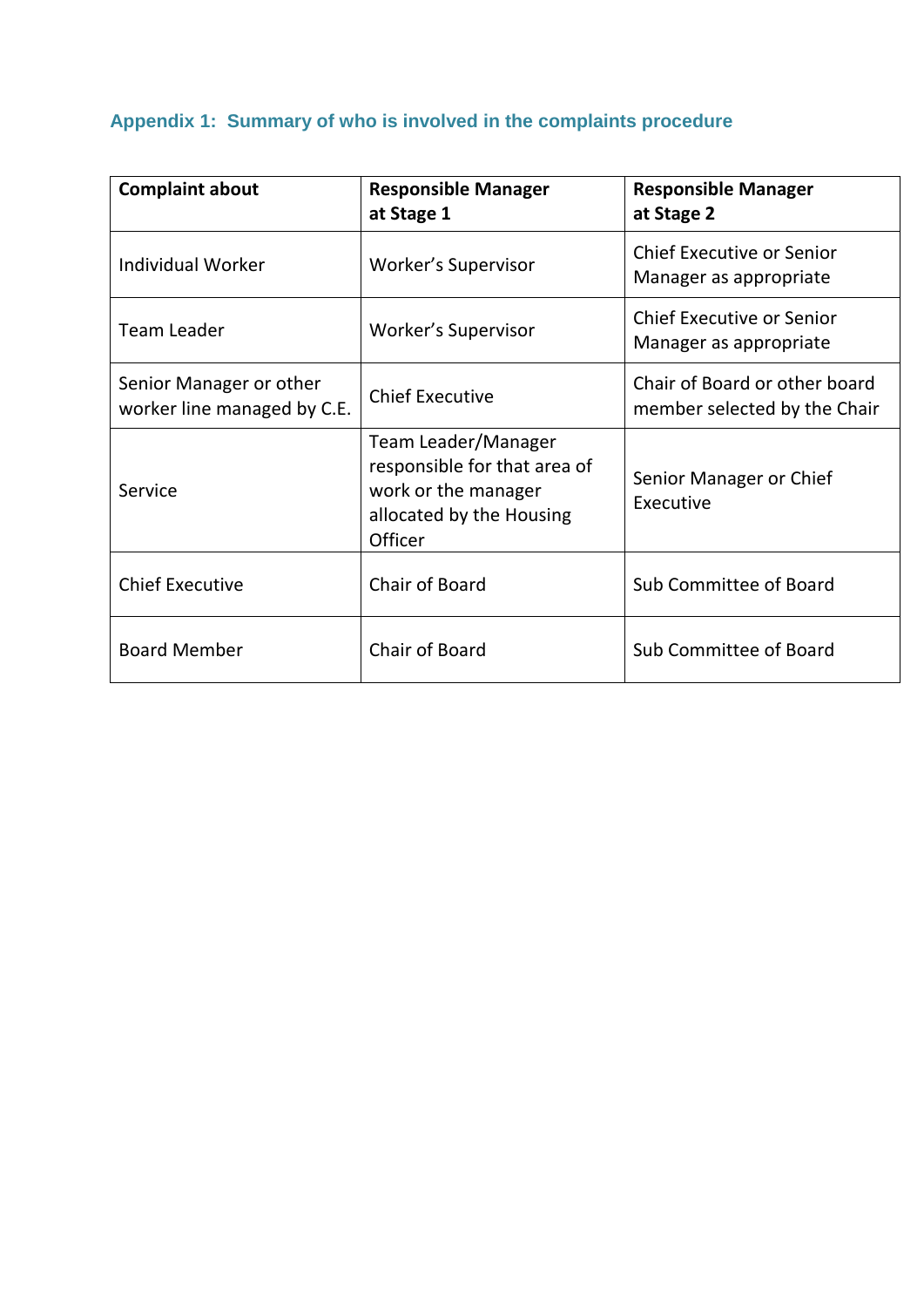## Appendix 1: Summary of who is involved in the complaints procedure

| Complaint about | Responsible Manager at Stage 1 | Responsible Manager at Stage 2 |
|---|---|---|
| Individual Worker | Worker's Supervisor | Chief Executive or Senior Manager as appropriate |
| Team Leader | Worker's Supervisor | Chief Executive or Senior Manager as appropriate |
| Senior Manager or other worker line managed by C.E. | Chief Executive | Chair of Board or other board member selected by the Chair |
| Service | Team Leader/Manager responsible for that area of work or the manager allocated by the Housing Officer | Senior Manager or Chief Executive |
| Chief Executive | Chair of Board | Sub Committee of Board |
| Board Member | Chair of Board | Sub Committee of Board |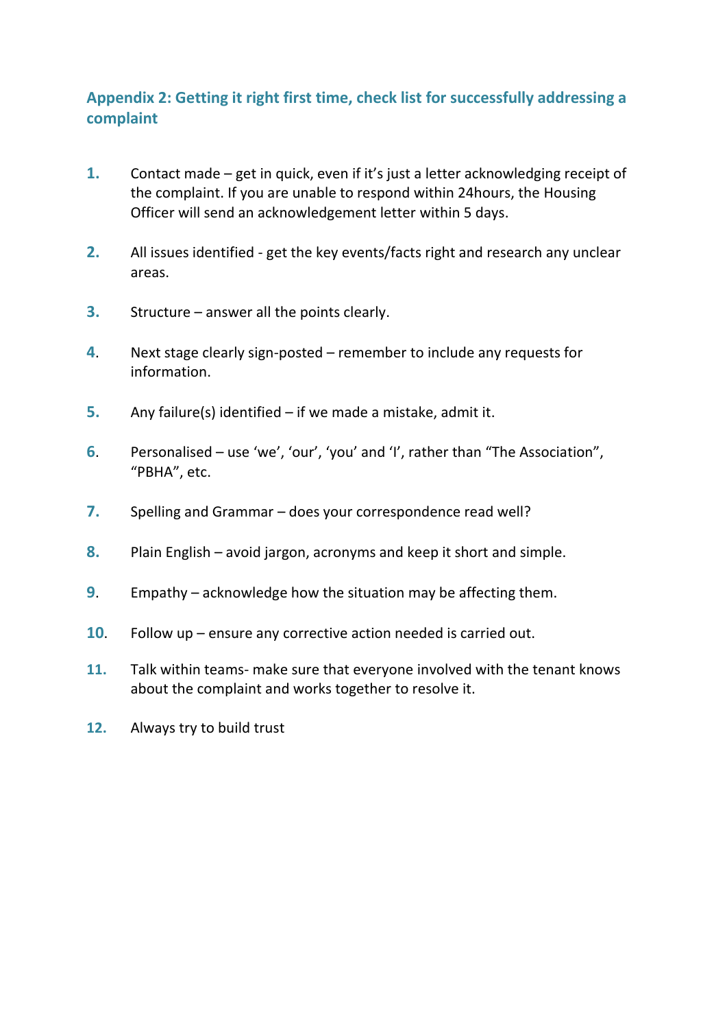## Appendix 2: Getting it right first time, check list for successfully addressing a complaint

1. Contact made – get in quick, even if it's just a letter acknowledging receipt of the complaint. If you are unable to respond within 24hours, the Housing Officer will send an acknowledgement letter within 5 days.

2. All issues identified - get the key events/facts right and research any unclear areas.

3. Structure – answer all the points clearly.

4. Next stage clearly sign-posted – remember to include any requests for information.

5. Any failure(s) identified – if we made a mistake, admit it.

6. Personalised – use 'we', 'our', 'you' and 'I', rather than "The Association", "PBHA", etc.

7. Spelling and Grammar – does your correspondence read well?

8. Plain English – avoid jargon, acronyms and keep it short and simple.

9. Empathy – acknowledge how the situation may be affecting them.

10. Follow up – ensure any corrective action needed is carried out.

11. Talk within teams- make sure that everyone involved with the tenant knows about the complaint and works together to resolve it.

12. Always try to build trust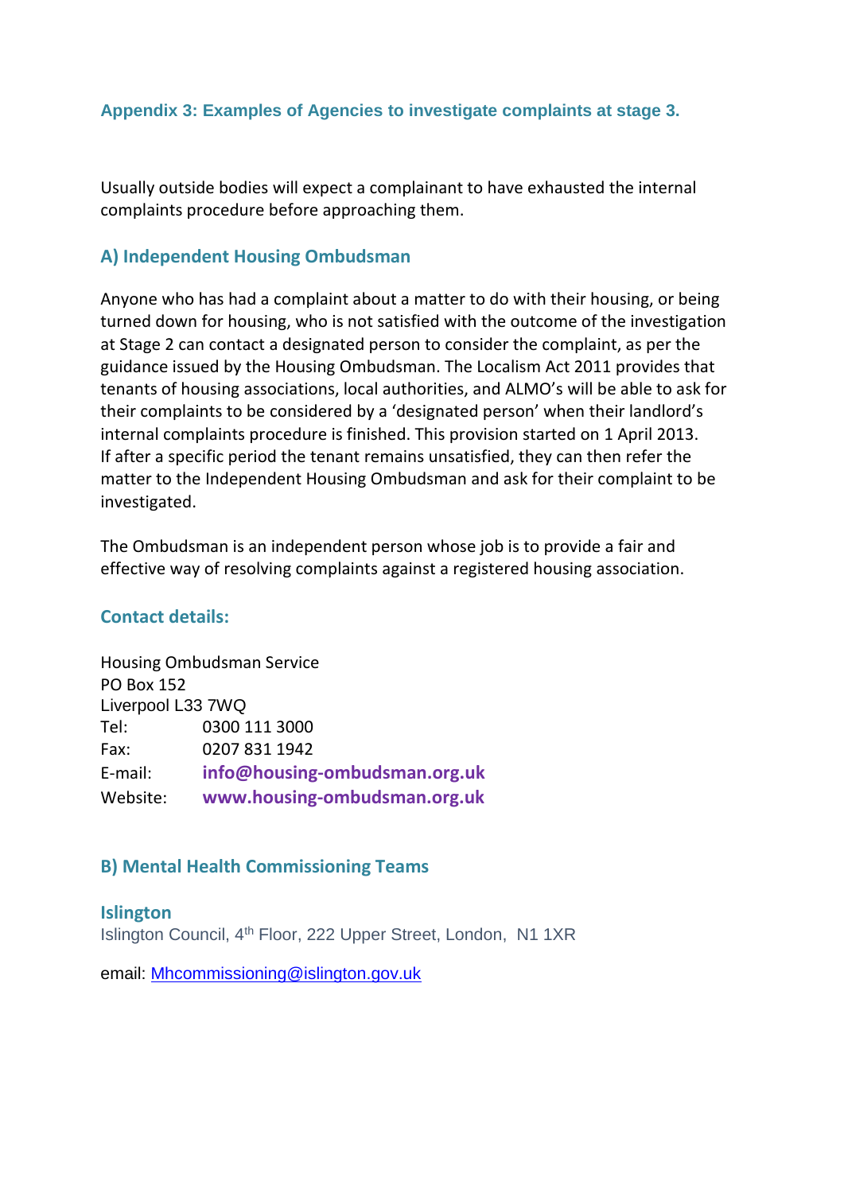### Appendix 3: Examples of Agencies to investigate complaints at stage 3.

Usually outside bodies will expect a complainant to have exhausted the internal complaints procedure before approaching them.

### A) Independent Housing Ombudsman

Anyone who has had a complaint about a matter to do with their housing, or being turned down for housing, who is not satisfied with the outcome of the investigation at Stage 2 can contact a designated person to consider the complaint, as per the guidance issued by the Housing Ombudsman. The Localism Act 2011 provides that tenants of housing associations, local authorities, and ALMO's will be able to ask for their complaints to be considered by a 'designated person' when their landlord's internal complaints procedure is finished. This provision started on 1 April 2013. If after a specific period the tenant remains unsatisfied, they can then refer the matter to the Independent Housing Ombudsman and ask for their complaint to be investigated.

The Ombudsman is an independent person whose job is to provide a fair and effective way of resolving complaints against a registered housing association.

### Contact details:

Housing Ombudsman Service
PO Box 152
Liverpool L33 7WQ
Tel: 0300 111 3000
Fax: 0207 831 1942
E-mail: **info@housing-ombudsman.org.uk**
Website: **www.housing-ombudsman.org.uk**

### B) Mental Health Commissioning Teams

#### Islington

Islington Council, 4th Floor, 222 Upper Street, London, N1 1XR

email: Mhcommissioning@islington.gov.uk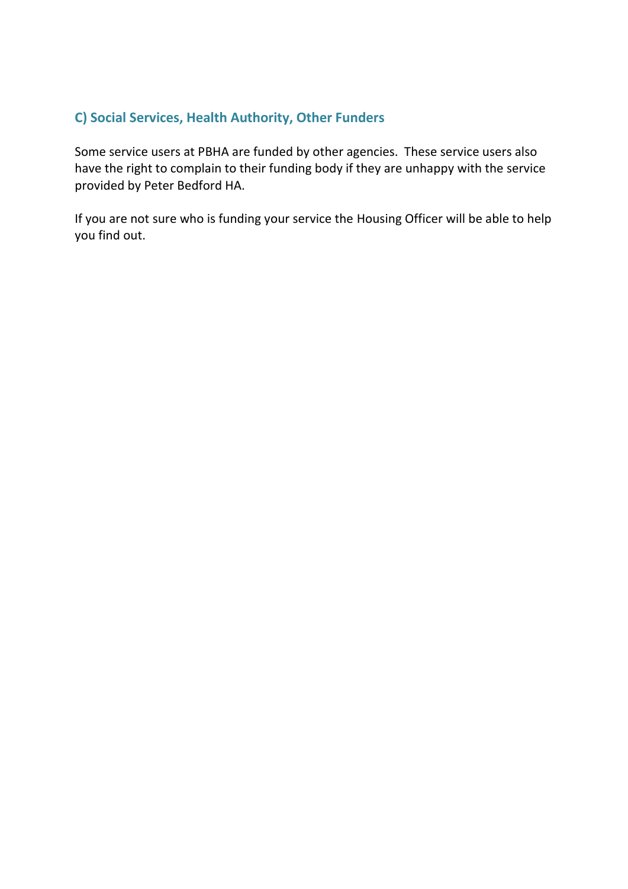### C) Social Services, Health Authority, Other Funders

Some service users at PBHA are funded by other agencies. These service users also have the right to complain to their funding body if they are unhappy with the service provided by Peter Bedford HA.

If you are not sure who is funding your service the Housing Officer will be able to help you find out.